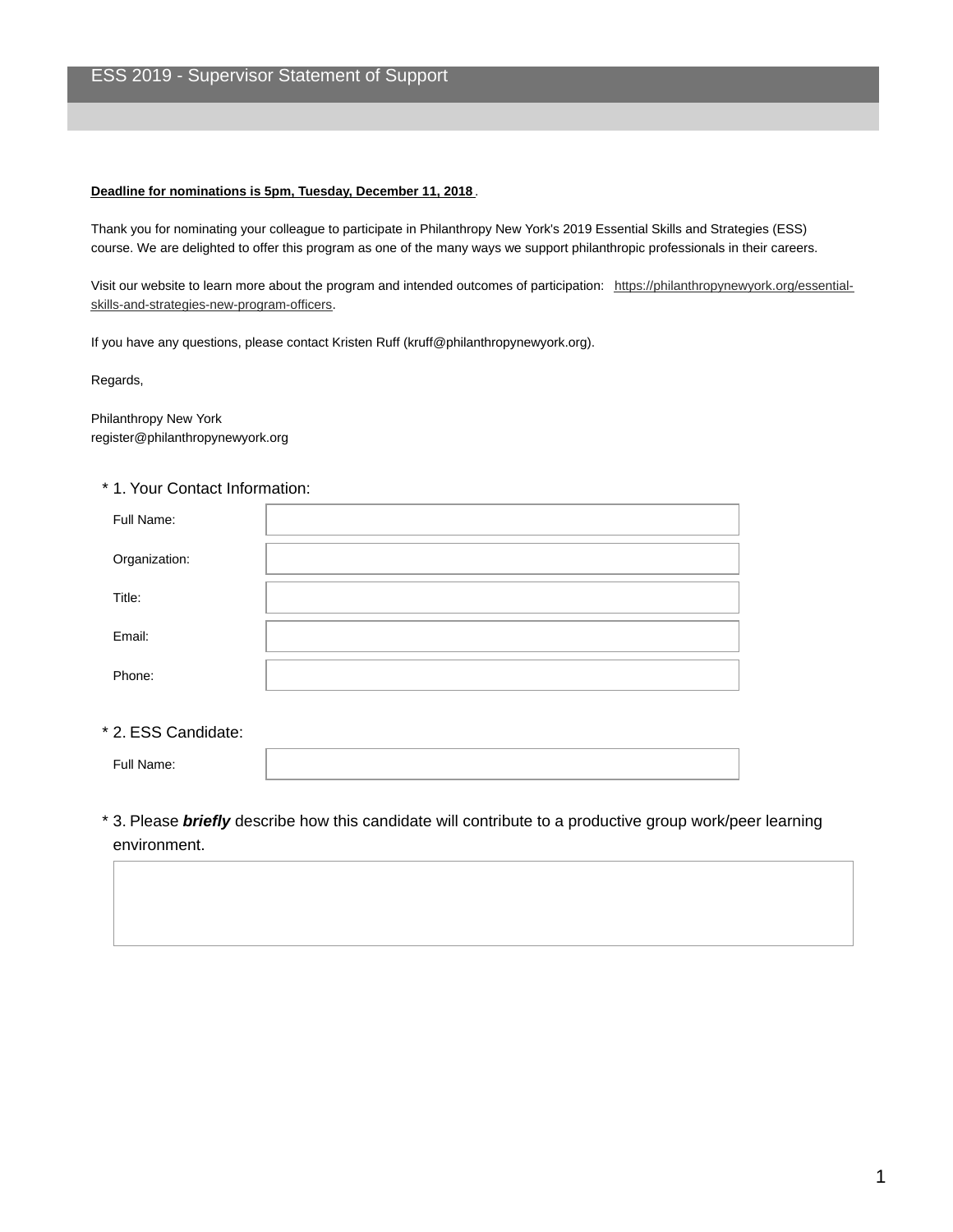# ESS 2019 - Supervisor Statement of Support

**Deadline for nominations is 5pm, Tuesday, December 11, 2018** .

Thank you for nominating your colleague to participate in Philanthropy New York's 2019 Essential Skills and Strategies (ESS) course. We are delighted to offer this program as one of the many ways we support philanthropic professionals in their careers.

Visit our website to learn more about the program and intended outcomes of participation: https://philanthropynewyork.org/essential-skills-and-strategies-new-program-officers.

If you have any questions, please contact Kristen Ruff (kruff@philanthropynewyork.org).

Regards,

Philanthropy New York
register@philanthropynewyork.org

\* 1. Your Contact Information:

Full Name:

Organization:

Title:

Email:

Phone:

\* 2. ESS Candidate:

Full Name:

\* 3. Please ***briefly*** describe how this candidate will contribute to a productive group work/peer learning environment.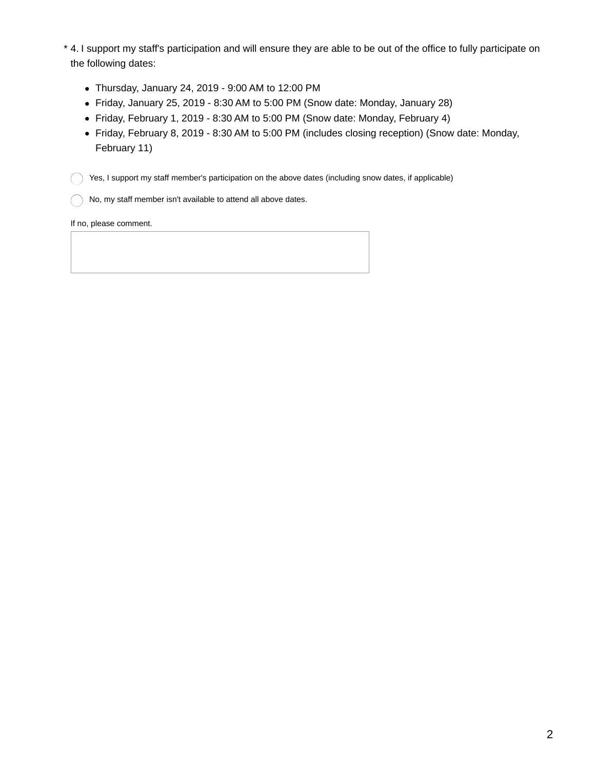\* 4. I support my staff's participation and will ensure they are able to be out of the office to fully participate on the following dates:

- Thursday, January 24, 2019 - 9:00 AM to 12:00 PM
- Friday, January 25, 2019 - 8:30 AM to 5:00 PM (Snow date: Monday, January 28)
- Friday, February 1, 2019 - 8:30 AM to 5:00 PM (Snow date: Monday, February 4)
- Friday, February 8, 2019 - 8:30 AM to 5:00 PM (includes closing reception) (Snow date: Monday, February 11)

○ Yes, I support my staff member's participation on the above dates (including snow dates, if applicable)

○ No, my staff member isn't available to attend all above dates.

If no, please comment.